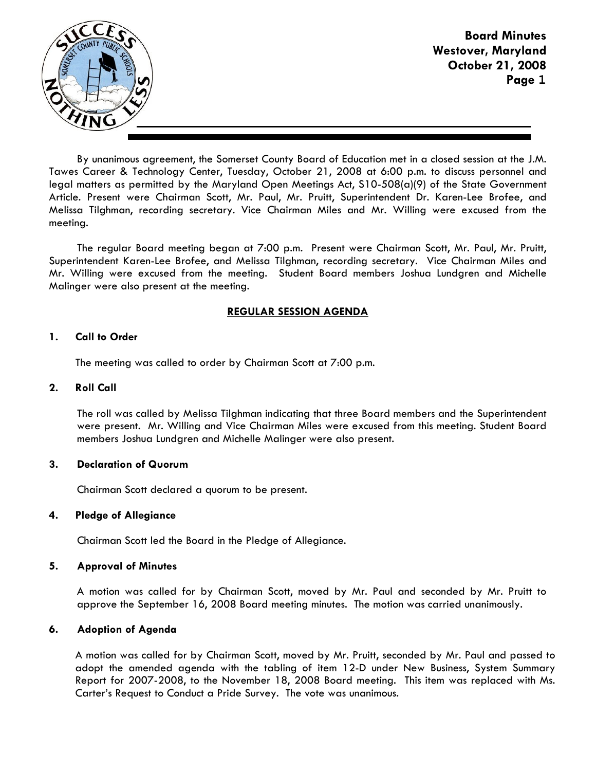**Board Minutes**
**Westover, Maryland**
**October 21, 2008**

By unanimous agreement, the Somerset County Board of Education met in a closed session at the J.M. Tawes Career & Technology Center, Tuesday, October 21, 2008 at 6:00 p.m. to discuss personnel and legal matters as permitted by the Maryland Open Meetings Act, S10-508(a)(9) of the State Government Article. Present were Chairman Scott, Mr. Paul, Mr. Pruitt, Superintendent Dr. Karen-Lee Brofee, and Melissa Tilghman, recording secretary. Vice Chairman Miles and Mr. Willing were excused from the meeting.

The regular Board meeting began at 7:00 p.m. Present were Chairman Scott, Mr. Paul, Mr. Pruitt, Superintendent Karen-Lee Brofee, and Melissa Tilghman, recording secretary. Vice Chairman Miles and Mr. Willing were excused from the meeting. Student Board members Joshua Lundgren and Michelle Malinger were also present at the meeting.

## REGULAR SESSION AGENDA

### 1. Call to Order

The meeting was called to order by Chairman Scott at 7:00 p.m.

### 2. Roll Call

The roll was called by Melissa Tilghman indicating that three Board members and the Superintendent were present. Mr. Willing and Vice Chairman Miles were excused from this meeting. Student Board members Joshua Lundgren and Michelle Malinger were also present.

### 3. Declaration of Quorum

Chairman Scott declared a quorum to be present.

### 4. Pledge of Allegiance

Chairman Scott led the Board in the Pledge of Allegiance.

### 5. Approval of Minutes

A motion was called for by Chairman Scott, moved by Mr. Paul and seconded by Mr. Pruitt to approve the September 16, 2008 Board meeting minutes. The motion was carried unanimously.

### 6. Adoption of Agenda

A motion was called for by Chairman Scott, moved by Mr. Pruitt, seconded by Mr. Paul and passed to adopt the amended agenda with the tabling of item 12-D under New Business, System Summary Report for 2007-2008, to the November 18, 2008 Board meeting. This item was replaced with Ms. Carter's Request to Conduct a Pride Survey. The vote was unanimous.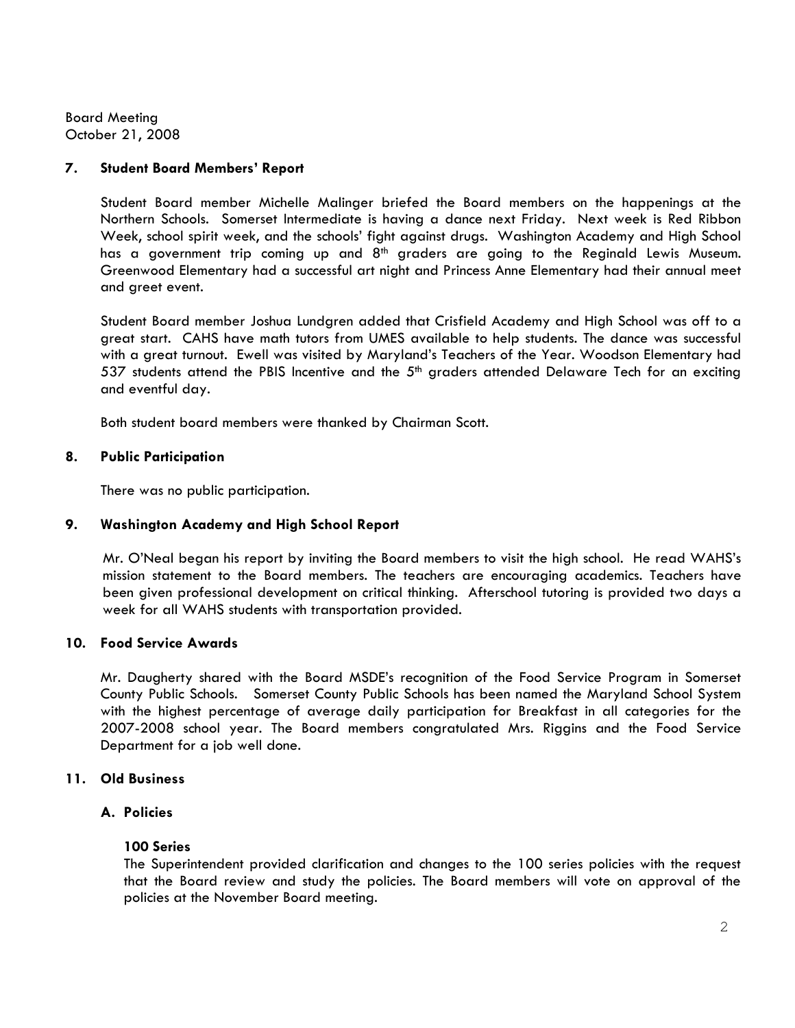Board Meeting
October 21, 2008

## 7. Student Board Members' Report

Student Board member Michelle Malinger briefed the Board members on the happenings at the Northern Schools. Somerset Intermediate is having a dance next Friday. Next week is Red Ribbon Week, school spirit week, and the schools' fight against drugs. Washington Academy and High School has a government trip coming up and 8th graders are going to the Reginald Lewis Museum. Greenwood Elementary had a successful art night and Princess Anne Elementary had their annual meet and greet event.

Student Board member Joshua Lundgren added that Crisfield Academy and High School was off to a great start. CAHS have math tutors from UMES available to help students. The dance was successful with a great turnout. Ewell was visited by Maryland's Teachers of the Year. Woodson Elementary had 537 students attend the PBIS Incentive and the 5th graders attended Delaware Tech for an exciting and eventful day.

Both student board members were thanked by Chairman Scott.

## 8. Public Participation

There was no public participation.

## 9. Washington Academy and High School Report

Mr. O'Neal began his report by inviting the Board members to visit the high school. He read WAHS's mission statement to the Board members. The teachers are encouraging academics. Teachers have been given professional development on critical thinking. Afterschool tutoring is provided two days a week for all WAHS students with transportation provided.

## 10. Food Service Awards

Mr. Daugherty shared with the Board MSDE's recognition of the Food Service Program in Somerset County Public Schools. Somerset County Public Schools has been named the Maryland School System with the highest percentage of average daily participation for Breakfast in all categories for the 2007-2008 school year. The Board members congratulated Mrs. Riggins and the Food Service Department for a job well done.

## 11. Old Business

### A. Policies

**100 Series**
The Superintendent provided clarification and changes to the 100 series policies with the request that the Board review and study the policies. The Board members will vote on approval of the policies at the November Board meeting.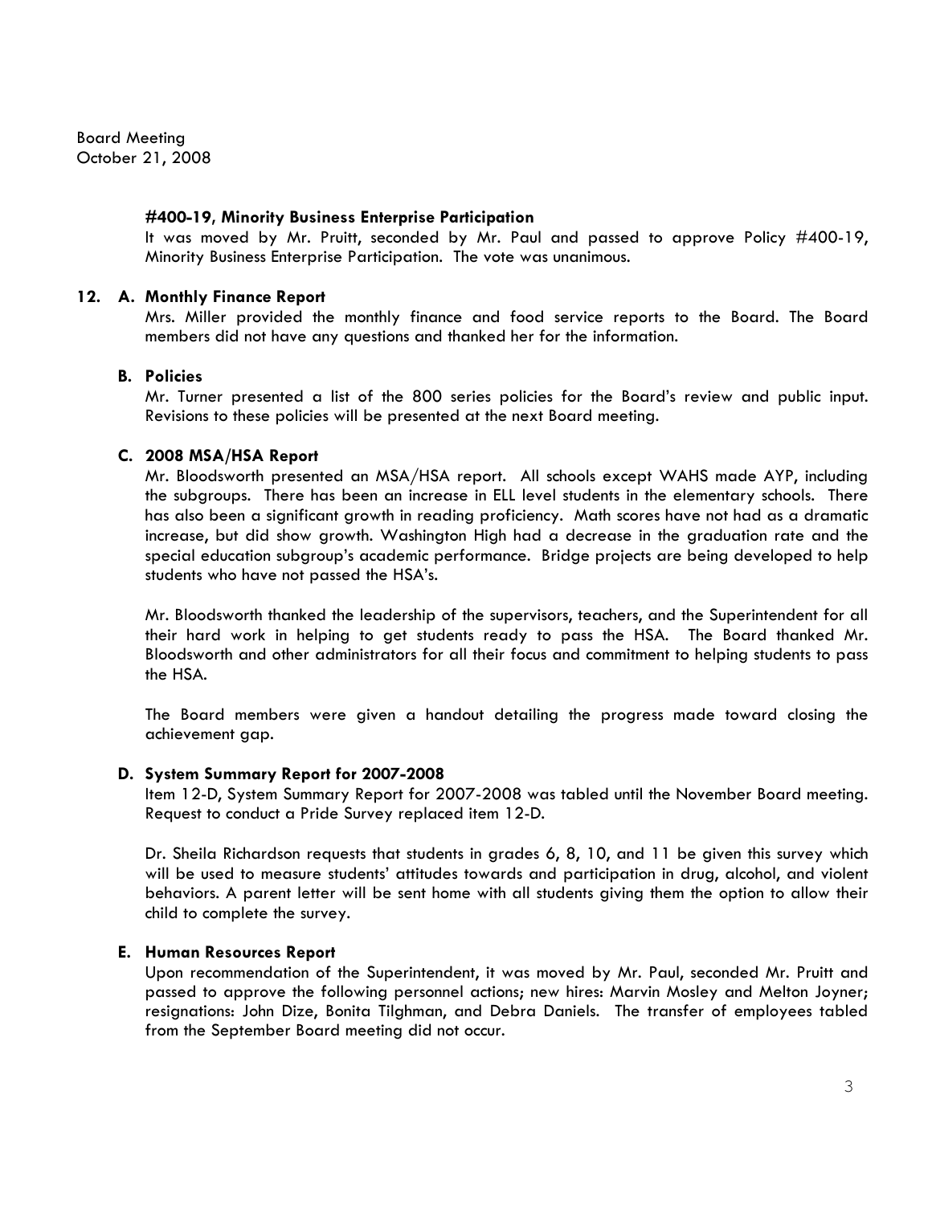**#400-19, Minority Business Enterprise Participation**

It was moved by Mr. Pruitt, seconded by Mr. Paul and passed to approve Policy #400-19, Minority Business Enterprise Participation. The vote was unanimous.

**12. A. Monthly Finance Report**

Mrs. Miller provided the monthly finance and food service reports to the Board. The Board members did not have any questions and thanked her for the information.

**B. Policies**

Mr. Turner presented a list of the 800 series policies for the Board's review and public input. Revisions to these policies will be presented at the next Board meeting.

**C. 2008 MSA/HSA Report**

Mr. Bloodsworth presented an MSA/HSA report. All schools except WAHS made AYP, including the subgroups. There has been an increase in ELL level students in the elementary schools. There has also been a significant growth in reading proficiency. Math scores have not had as a dramatic increase, but did show growth. Washington High had a decrease in the graduation rate and the special education subgroup's academic performance. Bridge projects are being developed to help students who have not passed the HSA's.

Mr. Bloodsworth thanked the leadership of the supervisors, teachers, and the Superintendent for all their hard work in helping to get students ready to pass the HSA. The Board thanked Mr. Bloodsworth and other administrators for all their focus and commitment to helping students to pass the HSA.

The Board members were given a handout detailing the progress made toward closing the achievement gap.

**D. System Summary Report for 2007-2008**

Item 12-D, System Summary Report for 2007-2008 was tabled until the November Board meeting. Request to conduct a Pride Survey replaced item 12-D.

Dr. Sheila Richardson requests that students in grades 6, 8, 10, and 11 be given this survey which will be used to measure students' attitudes towards and participation in drug, alcohol, and violent behaviors. A parent letter will be sent home with all students giving them the option to allow their child to complete the survey.

**E. Human Resources Report**

Upon recommendation of the Superintendent, it was moved by Mr. Paul, seconded Mr. Pruitt and passed to approve the following personnel actions; new hires: Marvin Mosley and Melton Joyner; resignations: John Dize, Bonita Tilghman, and Debra Daniels. The transfer of employees tabled from the September Board meeting did not occur.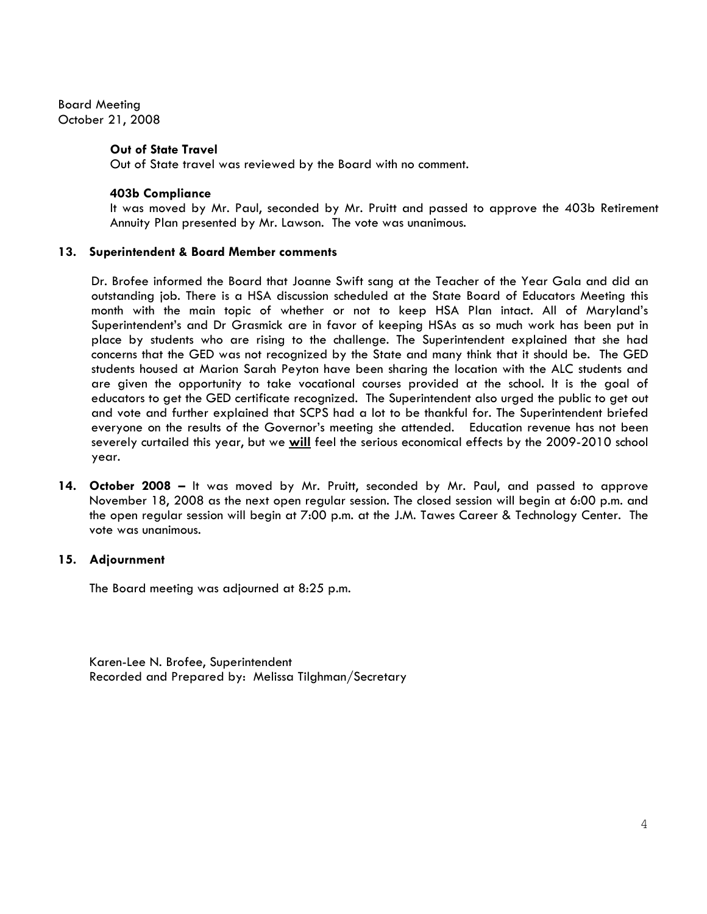Board Meeting
October 21, 2008

**Out of State Travel**
Out of State travel was reviewed by the Board with no comment.

**403b Compliance**
It was moved by Mr. Paul, seconded by Mr. Pruitt and passed to approve the 403b Retirement Annuity Plan presented by Mr. Lawson. The vote was unanimous.

**13. Superintendent & Board Member comments**

Dr. Brofee informed the Board that Joanne Swift sang at the Teacher of the Year Gala and did an outstanding job. There is a HSA discussion scheduled at the State Board of Educators Meeting this month with the main topic of whether or not to keep HSA Plan intact. All of Maryland's Superintendent's and Dr Grasmick are in favor of keeping HSAs as so much work has been put in place by students who are rising to the challenge. The Superintendent explained that she had concerns that the GED was not recognized by the State and many think that it should be. The GED students housed at Marion Sarah Peyton have been sharing the location with the ALC students and are given the opportunity to take vocational courses provided at the school. It is the goal of educators to get the GED certificate recognized. The Superintendent also urged the public to get out and vote and further explained that SCPS had a lot to be thankful for. The Superintendent briefed everyone on the results of the Governor's meeting she attended. Education revenue has not been severely curtailed this year, but we **will** feel the serious economical effects by the 2009-2010 school year.

**14. October 2008 –** It was moved by Mr. Pruitt, seconded by Mr. Paul, and passed to approve November 18, 2008 as the next open regular session. The closed session will begin at 6:00 p.m. and the open regular session will begin at 7:00 p.m. at the J.M. Tawes Career & Technology Center. The vote was unanimous.

**15. Adjournment**

The Board meeting was adjourned at 8:25 p.m.

Karen-Lee N. Brofee, Superintendent
Recorded and Prepared by: Melissa Tilghman/Secretary